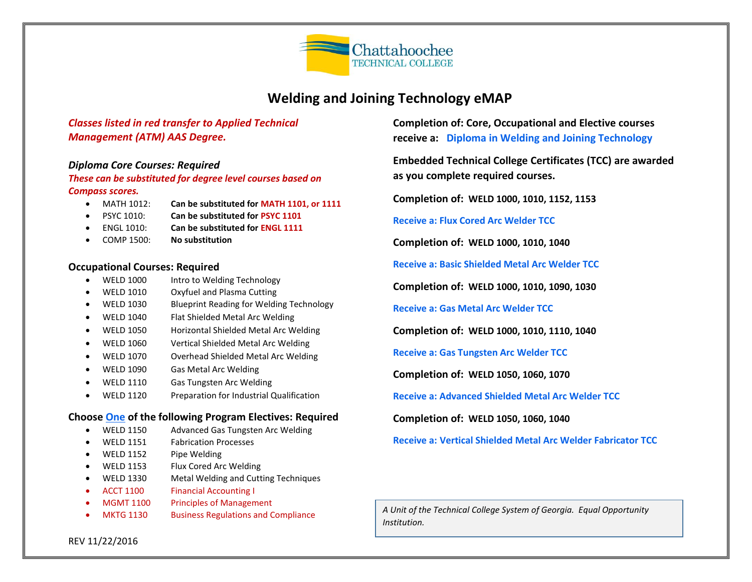Chattahoochee
TECHNICAL COLLEGE

# Welding and Joining Technology eMAP

*Classes listed in red transfer to Applied Technical Management (ATM) AAS Degree.*

### *Diploma Core Courses: Required*

*These can be substituted for degree level courses based on Compass scores.*

- MATH 1012: **Can be substituted for MATH 1101, or 1111**
- PSYC 1010: **Can be substituted for PSYC 1101**
- ENGL 1010: **Can be substituted for ENGL 1111**
- COMP 1500: **No substitution**

### Occupational Courses: Required

- WELD 1000 Intro to Welding Technology
- WELD 1010 Oxyfuel and Plasma Cutting
- WELD 1030 Blueprint Reading for Welding Technology
- WELD 1040 Flat Shielded Metal Arc Welding
- WELD 1050 Horizontal Shielded Metal Arc Welding
- WELD 1060 Vertical Shielded Metal Arc Welding
- WELD 1070 Overhead Shielded Metal Arc Welding
- WELD 1090 Gas Metal Arc Welding
- WELD 1110 Gas Tungsten Arc Welding
- WELD 1120 Preparation for Industrial Qualification

### Choose One of the following Program Electives: Required

- WELD 1150 Advanced Gas Tungsten Arc Welding
- WELD 1151 Fabrication Processes
- WELD 1152 Pipe Welding
- WELD 1153 Flux Cored Arc Welding
- WELD 1330 Metal Welding and Cutting Techniques
- ACCT 1100 Financial Accounting I
- MGMT 1100 Principles of Management
- MKTG 1130 Business Regulations and Compliance

REV 11/22/2016

**Completion of: Core, Occupational and Elective courses receive a: Diploma in Welding and Joining Technology**

**Embedded Technical College Certificates (TCC) are awarded as you complete required courses.**

**Completion of: WELD 1000, 1010, 1152, 1153**

**Receive a: Flux Cored Arc Welder TCC**

**Completion of: WELD 1000, 1010, 1040**

**Receive a: Basic Shielded Metal Arc Welder TCC**

**Completion of: WELD 1000, 1010, 1090, 1030**

**Receive a: Gas Metal Arc Welder TCC**

**Completion of: WELD 1000, 1010, 1110, 1040**

**Receive a: Gas Tungsten Arc Welder TCC**

**Completion of: WELD 1050, 1060, 1070**

**Receive a: Advanced Shielded Metal Arc Welder TCC**

**Completion of: WELD 1050, 1060, 1040**

**Receive a: Vertical Shielded Metal Arc Welder Fabricator TCC**

*A Unit of the Technical College System of Georgia. Equal Opportunity Institution.*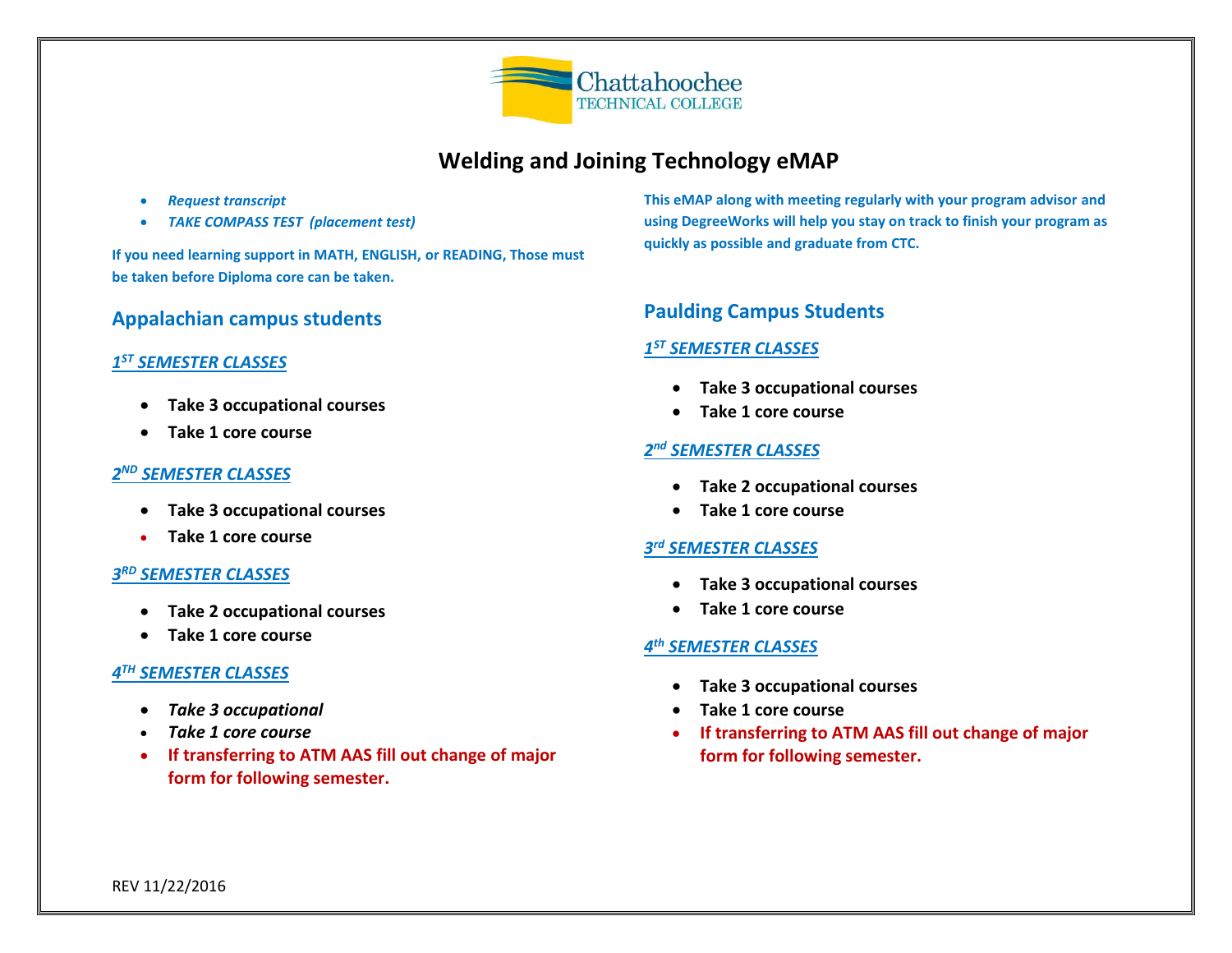Chattahoochee TECHNICAL COLLEGE

# Welding and Joining Technology eMAP

- *Request transcript*
- *TAKE COMPASS TEST (placement test)*

**If you need learning support in MATH, ENGLISH, or READING, Those must be taken before Diploma core can be taken.**

**This eMAP along with meeting regularly with your program advisor and using DegreeWorks will help you stay on track to finish your program as quickly as possible and graduate from CTC.**

## Appalachian campus students

### *1ST SEMESTER CLASSES*

- **Take 3 occupational courses**
- **Take 1 core course**

### *2ND SEMESTER CLASSES*

- **Take 3 occupational courses**
- **Take 1 core course**

### *3RD SEMESTER CLASSES*

- **Take 2 occupational courses**
- **Take 1 core course**

### *4TH SEMESTER CLASSES*

- ***Take 3 occupational***
- ***Take 1 core course***
- **If transferring to ATM AAS fill out change of major form for following semester.**

## Paulding Campus Students

### *1ST SEMESTER CLASSES*

- **Take 3 occupational courses**
- **Take 1 core course**

### *2nd SEMESTER CLASSES*

- **Take 2 occupational courses**
- **Take 1 core course**

### *3rd SEMESTER CLASSES*

- **Take 3 occupational courses**
- **Take 1 core course**

### *4th SEMESTER CLASSES*

- **Take 3 occupational courses**
- **Take 1 core course**
- **If transferring to ATM AAS fill out change of major form for following semester.**

REV 11/22/2016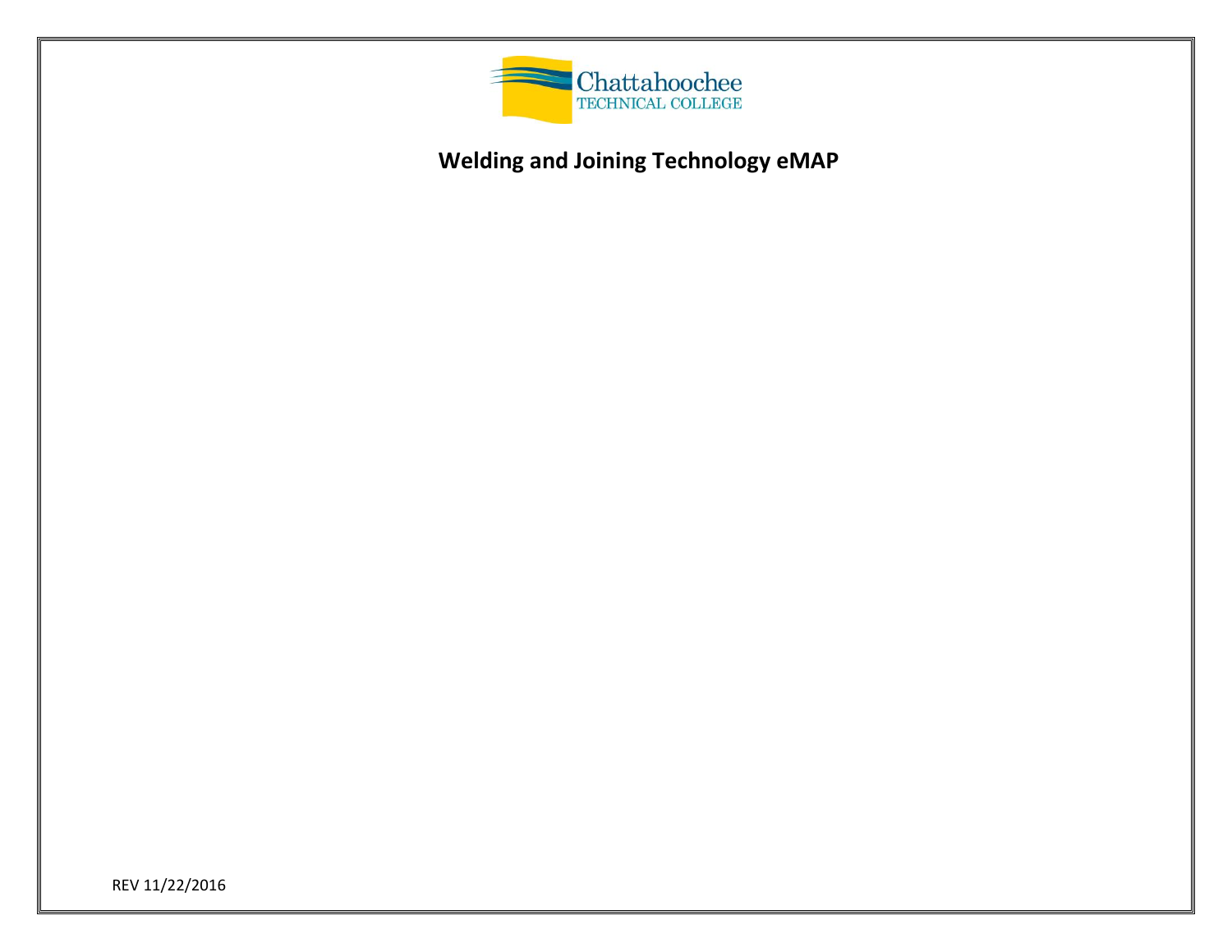Chattahoochee
TECHNICAL COLLEGE

# Welding and Joining Technology eMAP

REV 11/22/2016